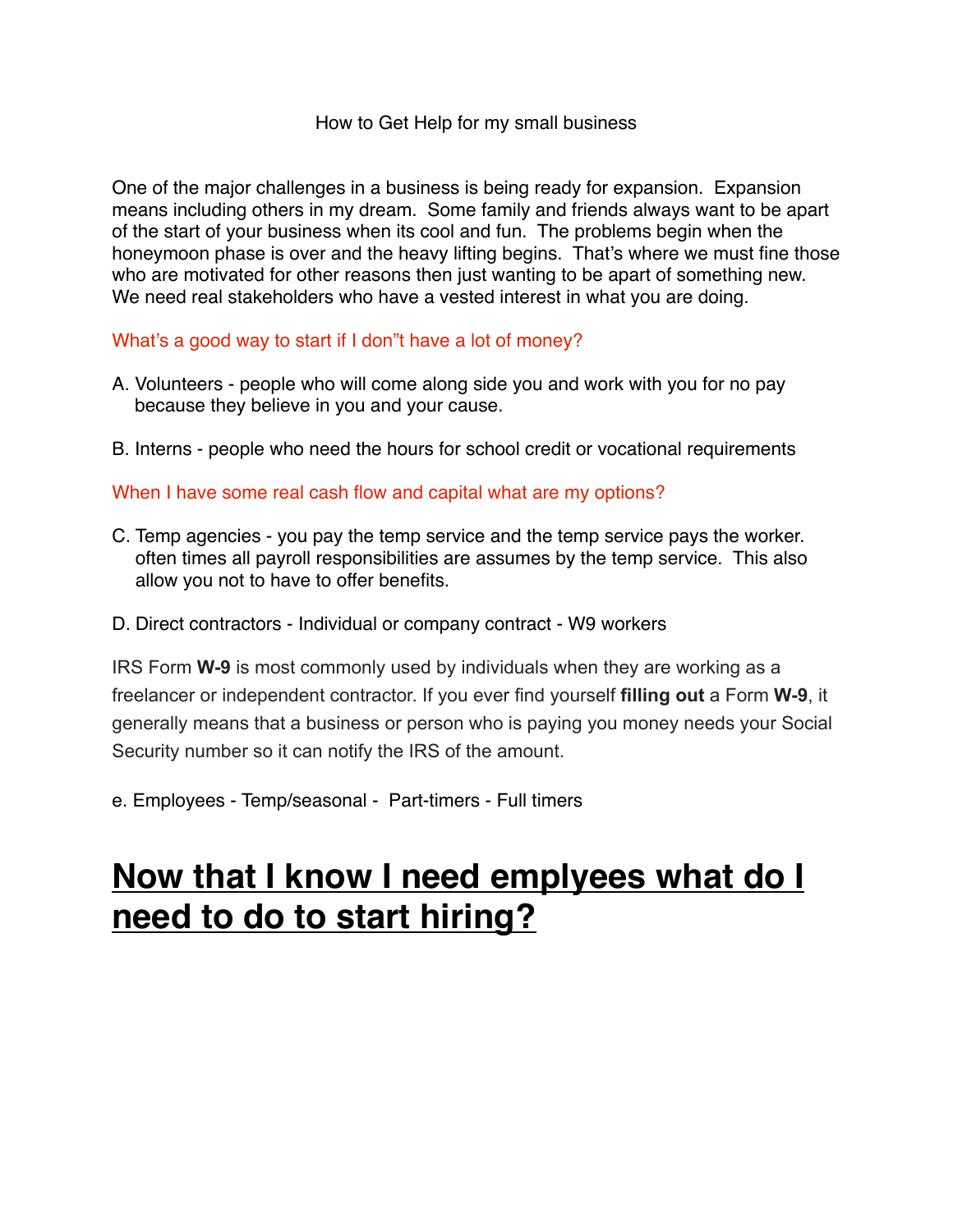How to Get Help for my small business

One of the major challenges in a business is being ready for expansion. Expansion means including others in my dream. Some family and friends always want to be apart of the start of your business when its cool and fun. The problems begin when the honeymoon phase is over and the heavy lifting begins. That's where we must fine those who are motivated for other reasons then just wanting to be apart of something new. We need real stakeholders who have a vested interest in what you are doing.

What's a good way to start if I don"t have a lot of money?

A. Volunteers - people who will come along side you and work with you for no pay because they believe in you and your cause.

B. Interns - people who need the hours for school credit or vocational requirements

When I have some real cash flow and capital what are my options?

C. Temp agencies - you pay the temp service and the temp service pays the worker. often times all payroll responsibilities are assumes by the temp service. This also allow you not to have to offer benefits.

D. Direct contractors - Individual or company contract - W9 workers

IRS Form **W-9** is most commonly used by individuals when they are working as a freelancer or independent contractor. If you ever find yourself **filling out** a Form **W-9**, it generally means that a business or person who is paying you money needs your Social Security number so it can notify the IRS of the amount.

e. Employees - Temp/seasonal - Part-timers - Full timers

# Now that I know I need emplyees what do I need to do to start hiring?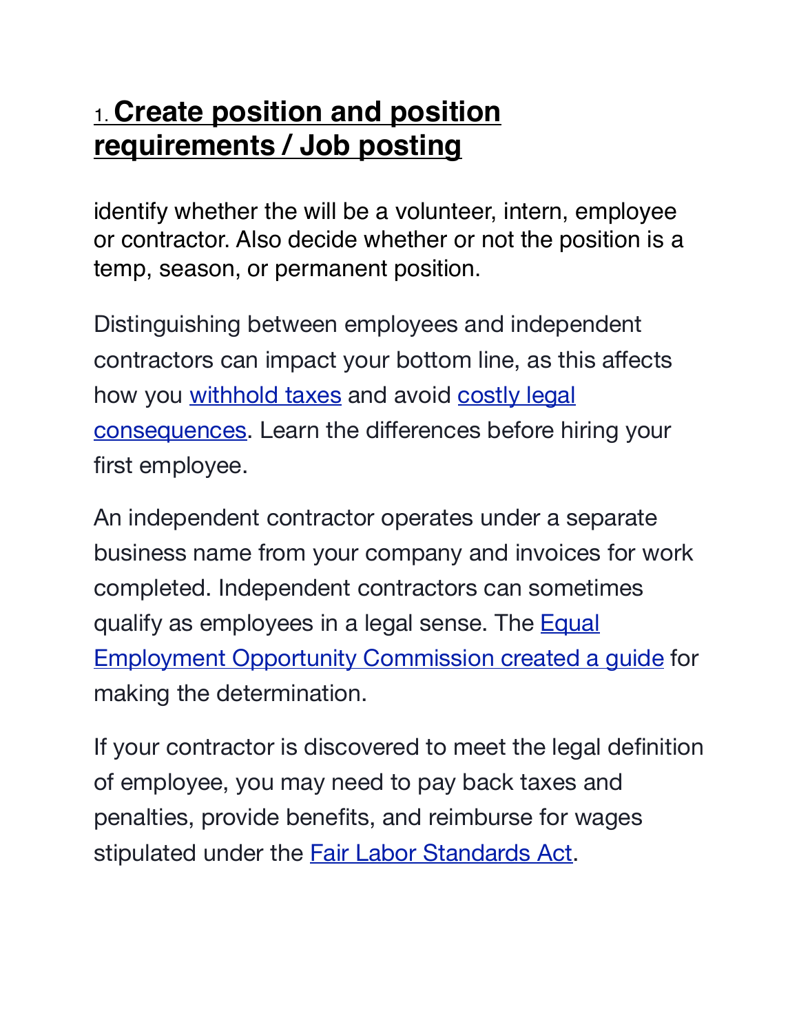## 1. Create position and position requirements / Job posting

identify whether the will be a volunteer, intern, employee or contractor. Also decide whether or not the position is a temp, season, or permanent position.

Distinguishing between employees and independent contractors can impact your bottom line, as this affects how you withhold taxes and avoid costly legal consequences. Learn the differences before hiring your first employee.

An independent contractor operates under a separate business name from your company and invoices for work completed. Independent contractors can sometimes qualify as employees in a legal sense. The Equal Employment Opportunity Commission created a guide for making the determination.

If your contractor is discovered to meet the legal definition of employee, you may need to pay back taxes and penalties, provide benefits, and reimburse for wages stipulated under the Fair Labor Standards Act.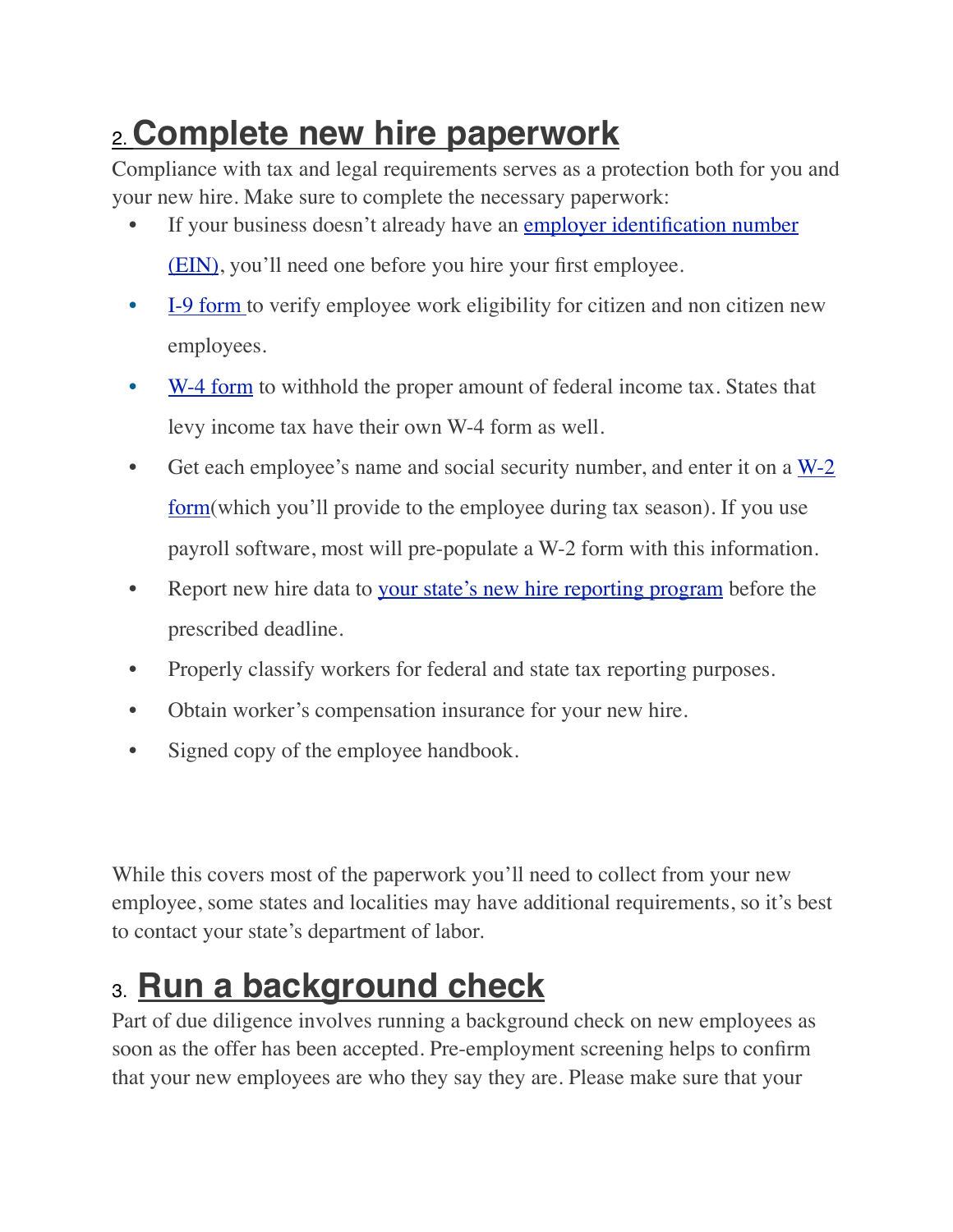## 2. Complete new hire paperwork

Compliance with tax and legal requirements serves as a protection both for you and your new hire. Make sure to complete the necessary paperwork:

- If your business doesn't already have an employer identification number (EIN), you'll need one before you hire your first employee.
- I-9 form to verify employee work eligibility for citizen and non citizen new employees.
- W-4 form to withhold the proper amount of federal income tax. States that levy income tax have their own W-4 form as well.
- Get each employee's name and social security number, and enter it on a W-2 form(which you'll provide to the employee during tax season). If you use payroll software, most will pre-populate a W-2 form with this information.
- Report new hire data to your state's new hire reporting program before the prescribed deadline.
- Properly classify workers for federal and state tax reporting purposes.
- Obtain worker's compensation insurance for your new hire.
- Signed copy of the employee handbook.

While this covers most of the paperwork you'll need to collect from your new employee, some states and localities may have additional requirements, so it's best to contact your state's department of labor.

## 3. Run a background check

Part of due diligence involves running a background check on new employees as soon as the offer has been accepted. Pre-employment screening helps to confirm that your new employees are who they say they are. Please make sure that your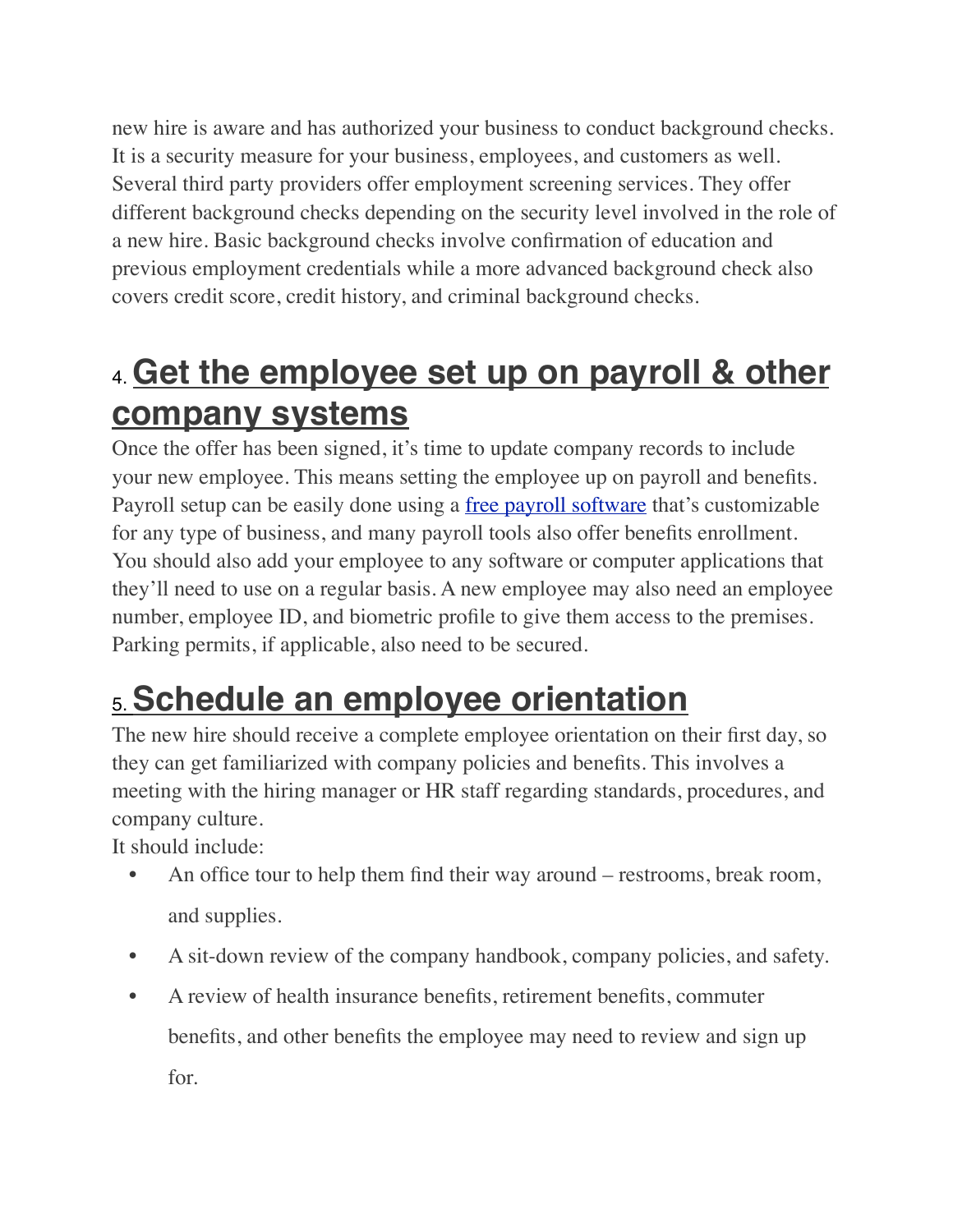new hire is aware and has authorized your business to conduct background checks. It is a security measure for your business, employees, and customers as well. Several third party providers offer employment screening services. They offer different background checks depending on the security level involved in the role of a new hire. Basic background checks involve confirmation of education and previous employment credentials while a more advanced background check also covers credit score, credit history, and criminal background checks.

## 4. Get the employee set up on payroll & other company systems

Once the offer has been signed, it's time to update company records to include your new employee. This means setting the employee up on payroll and benefits. Payroll setup can be easily done using a free payroll software that's customizable for any type of business, and many payroll tools also offer benefits enrollment. You should also add your employee to any software or computer applications that they'll need to use on a regular basis. A new employee may also need an employee number, employee ID, and biometric profile to give them access to the premises. Parking permits, if applicable, also need to be secured.

## 5. Schedule an employee orientation

The new hire should receive a complete employee orientation on their first day, so they can get familiarized with company policies and benefits. This involves a meeting with the hiring manager or HR staff regarding standards, procedures, and company culture.

It should include:

- An office tour to help them find their way around – restrooms, break room, and supplies.
- A sit-down review of the company handbook, company policies, and safety.
- A review of health insurance benefits, retirement benefits, commuter benefits, and other benefits the employee may need to review and sign up for.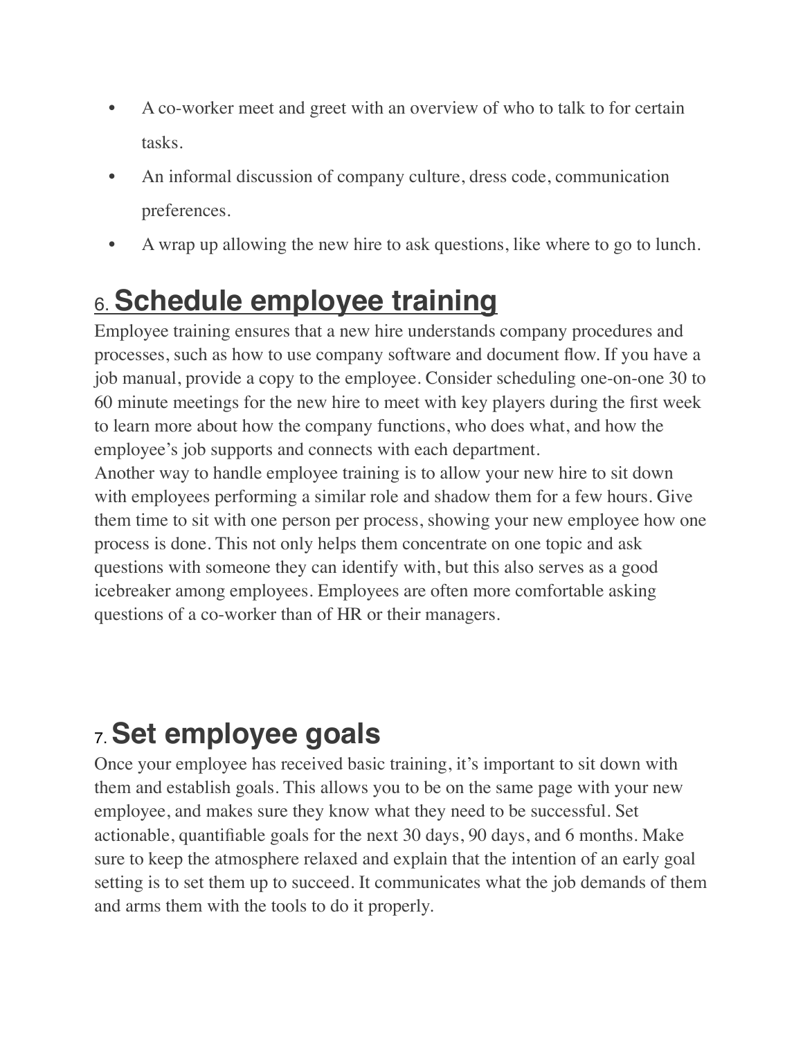- A co-worker meet and greet with an overview of who to talk to for certain tasks.
- An informal discussion of company culture, dress code, communication preferences.
- A wrap up allowing the new hire to ask questions, like where to go to lunch.

## 6. Schedule employee training

Employee training ensures that a new hire understands company procedures and processes, such as how to use company software and document flow. If you have a job manual, provide a copy to the employee. Consider scheduling one-on-one 30 to 60 minute meetings for the new hire to meet with key players during the first week to learn more about how the company functions, who does what, and how the employee's job supports and connects with each department.

Another way to handle employee training is to allow your new hire to sit down with employees performing a similar role and shadow them for a few hours. Give them time to sit with one person per process, showing your new employee how one process is done. This not only helps them concentrate on one topic and ask questions with someone they can identify with, but this also serves as a good icebreaker among employees. Employees are often more comfortable asking questions of a co-worker than of HR or their managers.

## 7. Set employee goals

Once your employee has received basic training, it's important to sit down with them and establish goals. This allows you to be on the same page with your new employee, and makes sure they know what they need to be successful. Set actionable, quantifiable goals for the next 30 days, 90 days, and 6 months. Make sure to keep the atmosphere relaxed and explain that the intention of an early goal setting is to set them up to succeed. It communicates what the job demands of them and arms them with the tools to do it properly.